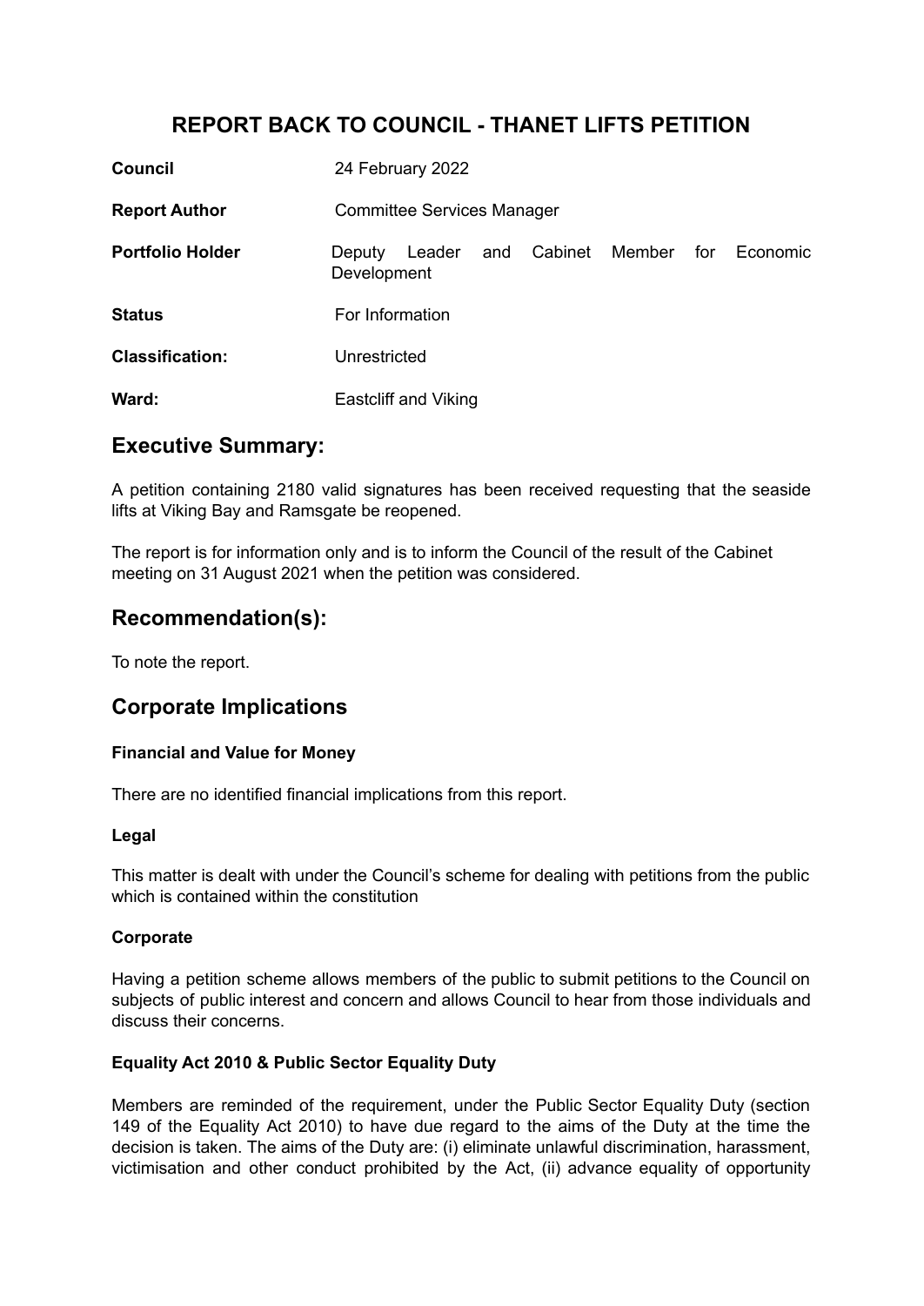# REPORT BACK TO COUNCIL - THANET LIFTS PETITION

| | |
|---|---|
| **Council** | 24 February 2022 |
| **Report Author** | Committee Services Manager |
| **Portfolio Holder** | Deputy Leader and Cabinet Member for Economic Development |
| **Status** | For Information |
| **Classification:** | Unrestricted |
| **Ward:** | Eastcliff and Viking |

## Executive Summary:

A petition containing 2180 valid signatures has been received requesting that the seaside lifts at Viking Bay and Ramsgate be reopened.

The report is for information only and is to inform the Council of the result of the Cabinet meeting on 31 August 2021 when the petition was considered.

## Recommendation(s):

To note the report.

## Corporate Implications

### Financial and Value for Money

There are no identified financial implications from this report.

### Legal

This matter is dealt with under the Council's scheme for dealing with petitions from the public which is contained within the constitution

### Corporate

Having a petition scheme allows members of the public to submit petitions to the Council on subjects of public interest and concern and allows Council to hear from those individuals and discuss their concerns.

### Equality Act 2010 & Public Sector Equality Duty

Members are reminded of the requirement, under the Public Sector Equality Duty (section 149 of the Equality Act 2010) to have due regard to the aims of the Duty at the time the decision is taken. The aims of the Duty are: (i) eliminate unlawful discrimination, harassment, victimisation and other conduct prohibited by the Act, (ii) advance equality of opportunity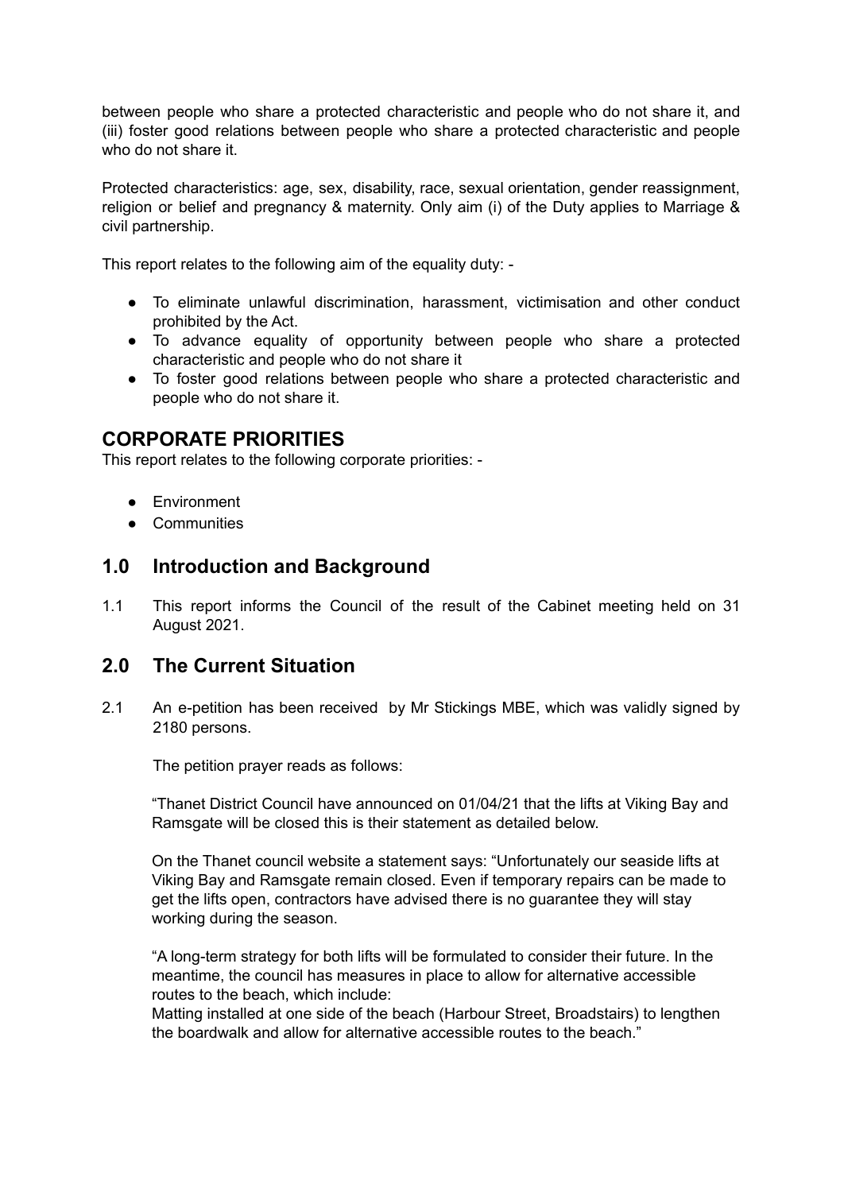between people who share a protected characteristic and people who do not share it, and (iii) foster good relations between people who share a protected characteristic and people who do not share it.

Protected characteristics: age, sex, disability, race, sexual orientation, gender reassignment, religion or belief and pregnancy & maternity. Only aim (i) of the Duty applies to Marriage & civil partnership.

This report relates to the following aim of the equality duty: -

- To eliminate unlawful discrimination, harassment, victimisation and other conduct prohibited by the Act.
- To advance equality of opportunity between people who share a protected characteristic and people who do not share it
- To foster good relations between people who share a protected characteristic and people who do not share it.

## CORPORATE PRIORITIES

This report relates to the following corporate priorities: -

- Environment
- Communities

## 1.0 Introduction and Background

1.1 This report informs the Council of the result of the Cabinet meeting held on 31 August 2021.

## 2.0 The Current Situation

2.1 An e-petition has been received by Mr Stickings MBE, which was validly signed by 2180 persons.

The petition prayer reads as follows:

"Thanet District Council have announced on 01/04/21 that the lifts at Viking Bay and Ramsgate will be closed this is their statement as detailed below.

On the Thanet council website a statement says: "Unfortunately our seaside lifts at Viking Bay and Ramsgate remain closed. Even if temporary repairs can be made to get the lifts open, contractors have advised there is no guarantee they will stay working during the season.

"A long-term strategy for both lifts will be formulated to consider their future. In the meantime, the council has measures in place to allow for alternative accessible routes to the beach, which include:
Matting installed at one side of the beach (Harbour Street, Broadstairs) to lengthen the boardwalk and allow for alternative accessible routes to the beach."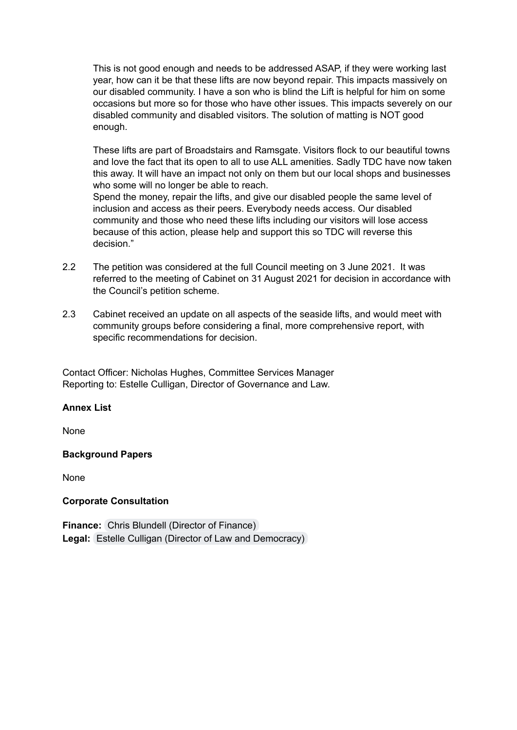This is not good enough and needs to be addressed ASAP, if they were working last year, how can it be that these lifts are now beyond repair. This impacts massively on our disabled community. I have a son who is blind the Lift is helpful for him on some occasions but more so for those who have other issues. This impacts severely on our disabled community and disabled visitors. The solution of matting is NOT good enough.

These lifts are part of Broadstairs and Ramsgate. Visitors flock to our beautiful towns and love the fact that its open to all to use ALL amenities. Sadly TDC have now taken this away. It will have an impact not only on them but our local shops and businesses who some will no longer be able to reach.
Spend the money, repair the lifts, and give our disabled people the same level of inclusion and access as their peers. Everybody needs access. Our disabled community and those who need these lifts including our visitors will lose access because of this action, please help and support this so TDC will reverse this decision."

2.2 The petition was considered at the full Council meeting on 3 June 2021. It was referred to the meeting of Cabinet on 31 August 2021 for decision in accordance with the Council's petition scheme.

2.3 Cabinet received an update on all aspects of the seaside lifts, and would meet with community groups before considering a final, more comprehensive report, with specific recommendations for decision.

Contact Officer: Nicholas Hughes, Committee Services Manager
Reporting to: Estelle Culligan, Director of Governance and Law.

**Annex List**

None

**Background Papers**

None

**Corporate Consultation**

**Finance:** Chris Blundell (Director of Finance)
**Legal:** Estelle Culligan (Director of Law and Democracy)